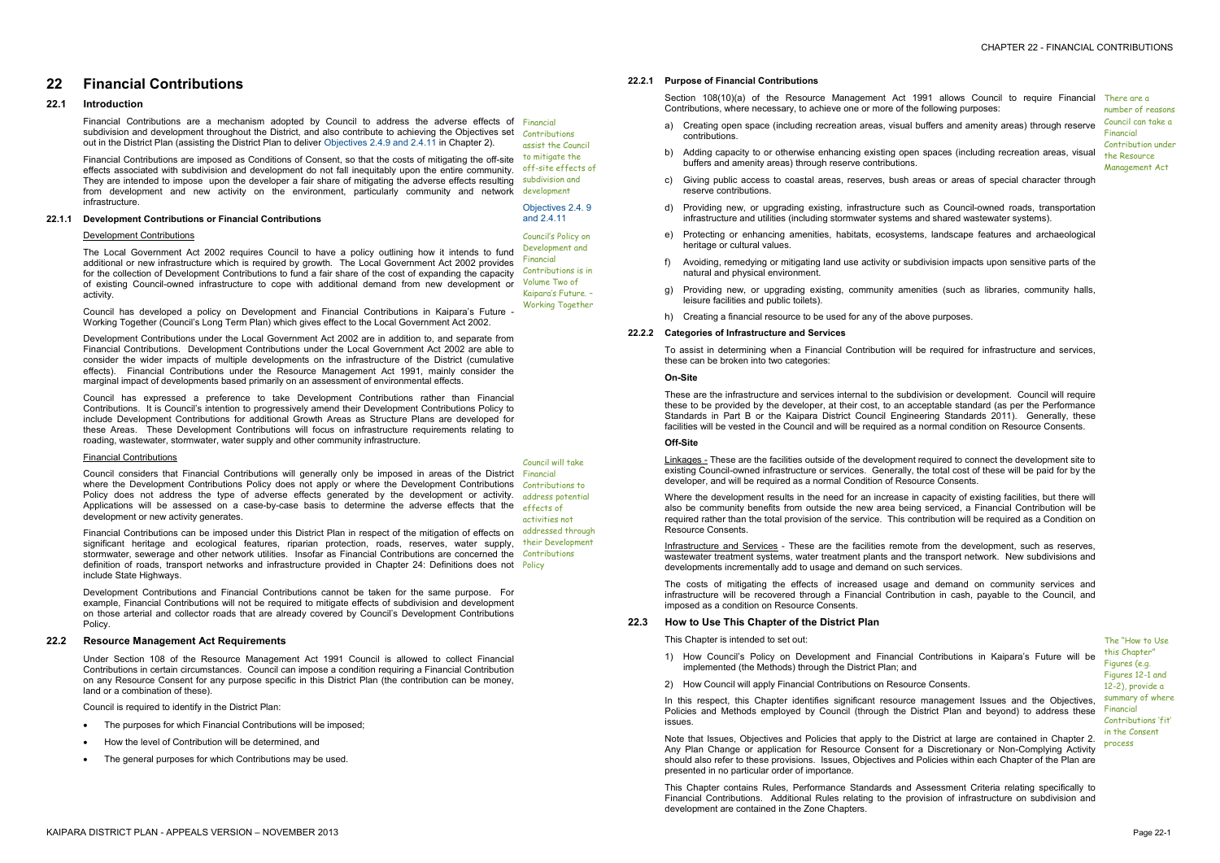# 22 Financial Contributions

## 22.1 Introduction

Financial Contributions are a mechanism adopted by Council to address the adverse effects of subdivision and development throughout the District, and also contribute to achieving the Objectives set out in the District Plan (assisting the District Plan to deliver Objectives 2.4.9 and 2.4.11 in Chapter 2).

Financial Contributions are imposed as Conditions of Consent, so that the costs of mitigating the off-site effects associated with subdivision and development do not fall inequitably upon the entire community. They are intended to impose upon the developer a fair share of mitigating the adverse effects resulting from development and new activity on the environment, particularly community and network infrastructure.

*Financial Contributions assist the Council to mitigate the off-site effects of subdivision and development*

*Objectives 2.4. 9 and 2.4.11*

### 22.1.1 Development Contributions or Financial Contributions

Development Contributions

The Local Government Act 2002 requires Council to have a policy outlining how it intends to fund additional or new infrastructure which is required by growth. The Local Government Act 2002 provides for the collection of Development Contributions to fund a fair share of the cost of expanding the capacity of existing Council-owned infrastructure to cope with additional demand from new development or activity.

*Council's Policy on Development and Financial Contributions is in Volume Two of Kaipara's Future. – Working Together*

Council has developed a policy on Development and Financial Contributions in Kaipara's Future - Working Together (Council's Long Term Plan) which gives effect to the Local Government Act 2002.

Development Contributions under the Local Government Act 2002 are in addition to, and separate from Financial Contributions. Development Contributions under the Local Government Act 2002 are able to consider the wider impacts of multiple developments on the infrastructure of the District (cumulative effects). Financial Contributions under the Resource Management Act 1991, mainly consider the marginal impact of developments based primarily on an assessment of environmental effects.

Council has expressed a preference to take Development Contributions rather than Financial Contributions. It is Council's intention to progressively amend their Development Contributions Policy to include Development Contributions for additional Growth Areas as Structure Plans are developed for these Areas. These Development Contributions will focus on infrastructure requirements relating to roading, wastewater, stormwater, water supply and other community infrastructure.

Financial Contributions

Council considers that Financial Contributions will generally only be imposed in areas of the District where the Development Contributions Policy does not apply or where the Development Contributions Policy does not address the type of adverse effects generated by the development or activity. Applications will be assessed on a case-by-case basis to determine the adverse effects that the development or new activity generates.

*Council will take Financial Contributions to address potential effects of activities not addressed through their Development Contributions Policy*

Financial Contributions can be imposed under this District Plan in respect of the mitigation of effects on significant heritage and ecological features, riparian protection, roads, reserves, water supply, stormwater, sewerage and other network utilities. Insofar as Financial Contributions are concerned the definition of roads, transport networks and infrastructure provided in Chapter 24: Definitions does not include State Highways.

Development Contributions and Financial Contributions cannot be taken for the same purpose. For example, Financial Contributions will not be required to mitigate effects of subdivision and development on those arterial and collector roads that are already covered by Council's Development Contributions Policy.

## 22.2 Resource Management Act Requirements

Under Section 108 of the Resource Management Act 1991 Council is allowed to collect Financial Contributions in certain circumstances. Council can impose a condition requiring a Financial Contribution on any Resource Consent for any purpose specific in this District Plan (the contribution can be money, land or a combination of these).

Council is required to identify in the District Plan:

- The purposes for which Financial Contributions will be imposed;
- How the level of Contribution will be determined, and
- The general purposes for which Contributions may be used.

### 22.2.1 Purpose of Financial Contributions

Section 108(10)(a) of the Resource Management Act 1991 allows Council to require Financial Contributions, where necessary, to achieve one or more of the following purposes:

*There are a number of reasons Council can take a Financial Contribution under the Resource Management Act*

a) Creating open space (including recreation areas, visual buffers and amenity areas) through reserve contributions.

b) Adding capacity to or otherwise enhancing existing open spaces (including recreation areas, visual buffers and amenity areas) through reserve contributions.

c) Giving public access to coastal areas, reserves, bush areas or areas of special character through reserve contributions.

d) Providing new, or upgrading existing, infrastructure such as Council-owned roads, transportation infrastructure and utilities (including stormwater systems and shared wastewater systems).

e) Protecting or enhancing amenities, habitats, ecosystems, landscape features and archaeological heritage or cultural values.

f) Avoiding, remedying or mitigating land use activity or subdivision impacts upon sensitive parts of the natural and physical environment.

g) Providing new, or upgrading existing, community amenities (such as libraries, community halls, leisure facilities and public toilets).

h) Creating a financial resource to be used for any of the above purposes.

### 22.2.2 Categories of Infrastructure and Services

To assist in determining when a Financial Contribution will be required for infrastructure and services, these can be broken into two categories:

**On-Site**

These are the infrastructure and services internal to the subdivision or development. Council will require these to be provided by the developer, at their cost, to an acceptable standard (as per the Performance Standards in Part B or the Kaipara District Council Engineering Standards 2011). Generally, these facilities will be vested in the Council and will be required as a normal condition on Resource Consents.

**Off-Site**

Linkages - These are the facilities outside of the development required to connect the development site to existing Council-owned infrastructure or services. Generally, the total cost of these will be paid for by the developer, and will be required as a normal Condition of Resource Consents.

Where the development results in the need for an increase in capacity of existing facilities, but there will also be community benefits from outside the new area being serviced, a Financial Contribution will be required rather than the total provision of the service. This contribution will be required as a Condition on Resource Consents.

Infrastructure and Services - These are the facilities remote from the development, such as reserves, wastewater treatment systems, water treatment plants and the transport network. New subdivisions and developments incrementally add to usage and demand on such services.

The costs of mitigating the effects of increased usage and demand on community services and infrastructure will be recovered through a Financial Contribution in cash, payable to the Council, and imposed as a condition on Resource Consents.

## 22.3 How to Use This Chapter of the District Plan

This Chapter is intended to set out:

1) How Council's Policy on Development and Financial Contributions in Kaipara's Future will be implemented (the Methods) through the District Plan; and

2) How Council will apply Financial Contributions on Resource Consents.

*The "How to Use this Chapter" Figures (e.g. Figures 12-1 and 12-2), provide a summary of where Financial Contributions 'fit' in the Consent process*

In this respect, this Chapter identifies significant resource management Issues and the Objectives, Policies and Methods employed by Council (through the District Plan and beyond) to address these issues.

Note that Issues, Objectives and Policies that apply to the District at large are contained in Chapter 2. Any Plan Change or application for Resource Consent for a Discretionary or Non-Complying Activity should also refer to these provisions. Issues, Objectives and Policies within each Chapter of the Plan are presented in no particular order of importance.

This Chapter contains Rules, Performance Standards and Assessment Criteria relating specifically to Financial Contributions. Additional Rules relating to the provision of infrastructure on subdivision and development are contained in the Zone Chapters.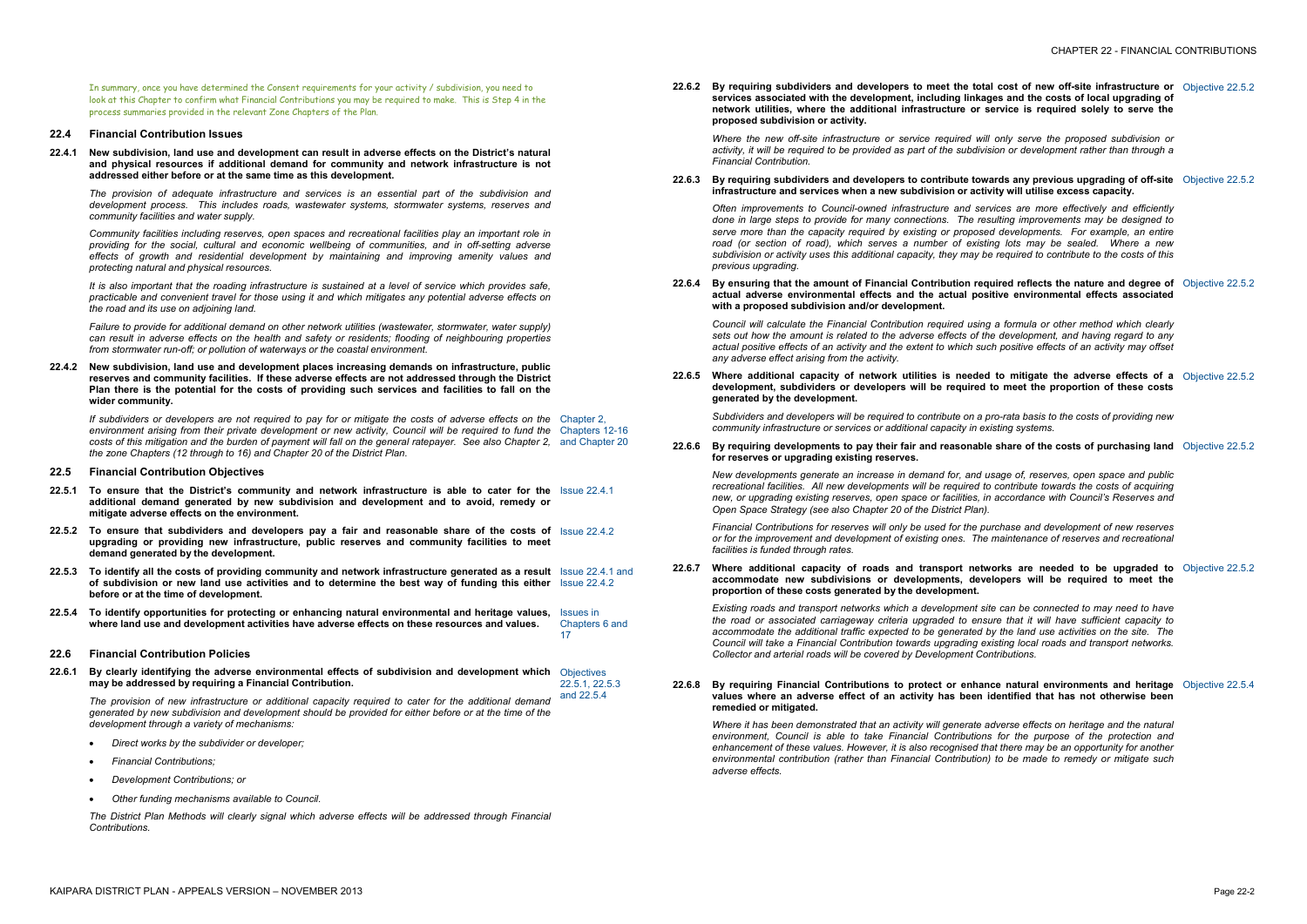In summary, once you have determined the Consent requirements for your activity / subdivision, you need to look at this Chapter to confirm what Financial Contributions you may be required to make. This is Step 4 in the process summaries provided in the relevant Zone Chapters of the Plan.

## 22.4 Financial Contribution Issues

**22.4.1 New subdivision, land use and development can result in adverse effects on the District's natural and physical resources if additional demand for community and network infrastructure is not addressed either before or at the same time as this development.**

*The provision of adequate infrastructure and services is an essential part of the subdivision and development process. This includes roads, wastewater systems, stormwater systems, reserves and community facilities and water supply.*

*Community facilities including reserves, open spaces and recreational facilities play an important role in providing for the social, cultural and economic wellbeing of communities, and in off-setting adverse effects of growth and residential development by maintaining and improving amenity values and protecting natural and physical resources.*

*It is also important that the roading infrastructure is sustained at a level of service which provides safe, practicable and convenient travel for those using it and which mitigates any potential adverse effects on the road and its use on adjoining land.*

*Failure to provide for additional demand on other network utilities (wastewater, stormwater, water supply) can result in adverse effects on the health and safety or residents; flooding of neighbouring properties from stormwater run-off; or pollution of waterways or the coastal environment.*

**22.4.2 New subdivision, land use and development places increasing demands on infrastructure, public reserves and community facilities. If these adverse effects are not addressed through the District Plan there is the potential for the costs of providing such services and facilities to fall on the wider community.**

*If subdividers or developers are not required to pay for or mitigate the costs of adverse effects on the environment arising from their private development or new activity, Council will be required to fund the costs of this mitigation and the burden of payment will fall on the general ratepayer. See also Chapter 2, the zone Chapters (12 through to 16) and Chapter 20 of the District Plan.* (Chapter 2, Chapters 12-16 and Chapter 20)

## 22.5 Financial Contribution Objectives

**22.5.1 To ensure that the District's community and network infrastructure is able to cater for the additional demand generated by new subdivision and development and to avoid, remedy or mitigate adverse effects on the environment.** (Issue 22.4.1)

**22.5.2 To ensure that subdividers and developers pay a fair and reasonable share of the costs of upgrading or providing new infrastructure, public reserves and community facilities to meet demand generated by the development.** (Issue 22.4.2)

**22.5.3 To identify all the costs of providing community and network infrastructure generated as a result of subdivision or new land use activities and to determine the best way of funding this either before or at the time of development.** (Issue 22.4.1 and Issue 22.4.2)

**22.5.4 To identify opportunities for protecting or enhancing natural environmental and heritage values, where land use and development activities have adverse effects on these resources and values.** (Issues in Chapters 6 and 17)

## 22.6 Financial Contribution Policies

**22.6.1 By clearly identifying the adverse environmental effects of subdivision and development which may be addressed by requiring a Financial Contribution.** (Objectives 22.5.1, 22.5.3 and 22.5.4)

*The provision of new infrastructure or additional capacity required to cater for the additional demand generated by new subdivision and development should be provided for either before or at the time of the development through a variety of mechanisms:*

- *Direct works by the subdivider or developer;*
- *Financial Contributions;*
- *Development Contributions; or*
- *Other funding mechanisms available to Council.*

*The District Plan Methods will clearly signal which adverse effects will be addressed through Financial Contributions.*

**22.6.2 By requiring subdividers and developers to meet the total cost of new off-site infrastructure or services associated with the development, including linkages and the costs of local upgrading of network utilities, where the additional infrastructure or service is required solely to serve the proposed subdivision or activity.** (Objective 22.5.2)

*Where the new off-site infrastructure or service required will only serve the proposed subdivision or activity, it will be required to be provided as part of the subdivision or development rather than through a Financial Contribution.*

**22.6.3 By requiring subdividers and developers to contribute towards any previous upgrading of off-site infrastructure and services when a new subdivision or activity will utilise excess capacity.** (Objective 22.5.2)

*Often improvements to Council-owned infrastructure and services are more effectively and efficiently done in large steps to provide for many connections. The resulting improvements may be designed to serve more than the capacity required by existing or proposed developments. For example, an entire road (or section of road), which serves a number of existing lots may be sealed. Where a new subdivision or activity uses this additional capacity, they may be required to contribute to the costs of this previous upgrading.*

**22.6.4 By ensuring that the amount of Financial Contribution required reflects the nature and degree of actual adverse environmental effects and the actual positive environmental effects associated with a proposed subdivision and/or development.** (Objective 22.5.2)

*Council will calculate the Financial Contribution required using a formula or other method which clearly sets out how the amount is related to the adverse effects of the development, and having regard to any actual positive effects of an activity and the extent to which such positive effects of an activity may offset any adverse effect arising from the activity.*

**22.6.5 Where additional capacity of network utilities is needed to mitigate the adverse effects of a development, subdividers or developers will be required to meet the proportion of these costs generated by the development.** (Objective 22.5.2)

*Subdividers and developers will be required to contribute on a pro-rata basis to the costs of providing new community infrastructure or services or additional capacity in existing systems.*

**22.6.6 By requiring developments to pay their fair and reasonable share of the costs of purchasing land for reserves or upgrading existing reserves.** (Objective 22.5.2)

*New developments generate an increase in demand for, and usage of, reserves, open space and public recreational facilities. All new developments will be required to contribute towards the costs of acquiring new, or upgrading existing reserves, open space or facilities, in accordance with Council's Reserves and Open Space Strategy (see also Chapter 20 of the District Plan).*

*Financial Contributions for reserves will only be used for the purchase and development of new reserves or for the improvement and development of existing ones. The maintenance of reserves and recreational facilities is funded through rates.*

**22.6.7 Where additional capacity of roads and transport networks are needed to be upgraded to accommodate new subdivisions or developments, developers will be required to meet the proportion of these costs generated by the development.** (Objective 22.5.2)

*Existing roads and transport networks which a development site can be connected to may need to have the road or associated carriageway criteria upgraded to ensure that it will have sufficient capacity to accommodate the additional traffic expected to be generated by the land use activities on the site. The Council will take a Financial Contribution towards upgrading existing local roads and transport networks. Collector and arterial roads will be covered by Development Contributions.*

**22.6.8 By requiring Financial Contributions to protect or enhance natural environments and heritage values where an adverse effect of an activity has been identified that has not otherwise been remedied or mitigated.** (Objective 22.5.4)

*Where it has been demonstrated that an activity will generate adverse effects on heritage and the natural environment, Council is able to take Financial Contributions for the purpose of the protection and enhancement of these values. However, it is also recognised that there may be an opportunity for another environmental contribution (rather than Financial Contribution) to be made to remedy or mitigate such adverse effects.*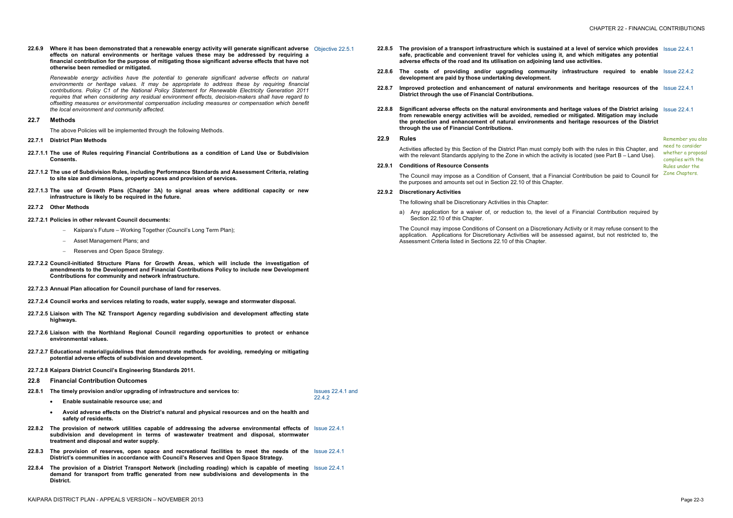**22.6.9 Where it has been demonstrated that a renewable energy activity will generate significant adverse effects on natural environments or heritage values these may be addressed by requiring a financial contribution for the purpose of mitigating those significant adverse effects that have not otherwise been remedied or mitigated.** Objective 22.5.1

*Renewable energy activities have the potential to generate significant adverse effects on natural environments or heritage values. It may be appropriate to address these by requiring financial contributions. Policy C1 of the National Policy Statement for Renewable Electricity Generation 2011 requires that when considering any residual environment effects, decision-makers shall have regard to offsetting measures or environmental compensation including measures or compensation which benefit the local environment and community affected.*

## 22.7 Methods

The above Policies will be implemented through the following Methods.

### 22.7.1 District Plan Methods

**22.7.1.1 The use of Rules requiring Financial Contributions as a condition of Land Use or Subdivision Consents.**

**22.7.1.2 The use of Subdivision Rules, including Performance Standards and Assessment Criteria, relating to site size and dimensions, property access and provision of services.**

**22.7.1.3 The use of Growth Plans (Chapter 3A) to signal areas where additional capacity or new infrastructure is likely to be required in the future.**

### 22.7.2 Other Methods

**22.7.2.1 Policies in other relevant Council documents:**

- Kaipara's Future – Working Together (Council's Long Term Plan);
- Asset Management Plans; and
- Reserves and Open Space Strategy.

**22.7.2.2 Council-initiated Structure Plans for Growth Areas, which will include the investigation of amendments to the Development and Financial Contributions Policy to include new Development Contributions for community and network infrastructure.**

**22.7.2.3 Annual Plan allocation for Council purchase of land for reserves.**

**22.7.2.4 Council works and services relating to roads, water supply, sewage and stormwater disposal.**

**22.7.2.5 Liaison with The NZ Transport Agency regarding subdivision and development affecting state highways.**

**22.7.2.6 Liaison with the Northland Regional Council regarding opportunities to protect or enhance environmental values.**

**22.7.2.7 Educational material/guidelines that demonstrate methods for avoiding, remedying or mitigating potential adverse effects of subdivision and development.**

**22.7.2.8 Kaipara District Council's Engineering Standards 2011.**

## 22.8 Financial Contribution Outcomes

**22.8.1 The timely provision and/or upgrading of infrastructure and services to:** Issues 22.4.1 and 22.4.2

- **Enable sustainable resource use; and**
- **Avoid adverse effects on the District's natural and physical resources and on the health and safety of residents.**

**22.8.2 The provision of network utilities capable of addressing the adverse environmental effects of subdivision and development in terms of wastewater treatment and disposal, stormwater treatment and disposal and water supply.** Issue 22.4.1

**22.8.3 The provision of reserves, open space and recreational facilities to meet the needs of the District's communities in accordance with Council's Reserves and Open Space Strategy.** Issue 22.4.1

**22.8.4 The provision of a District Transport Network (including roading) which is capable of meeting demand for transport from traffic generated from new subdivisions and developments in the District.** Issue 22.4.1

**22.8.5 The provision of a transport infrastructure which is sustained at a level of service which provides safe, practicable and convenient travel for vehicles using it, and which mitigates any potential adverse effects of the road and its utilisation on adjoining land use activities.** Issue 22.4.1

**22.8.6 The costs of providing and/or upgrading community infrastructure required to enable development are paid by those undertaking development.** Issue 22.4.2

**22.8.7 Improved protection and enhancement of natural environments and heritage resources of the District through the use of Financial Contributions.** Issue 22.4.1

**22.8.8 Significant adverse effects on the natural environments and heritage values of the District arising from renewable energy activities will be avoided, remedied or mitigated. Mitigation may include the protection and enhancement of natural environments and heritage resources of the District through the use of Financial Contributions.** Issue 22.4.1

## 22.9 Rules

Activities affected by this Section of the District Plan must comply both with the rules in this Chapter, and with the relevant Standards applying to the Zone in which the activity is located (see Part B – Land Use).

Remember you also need to consider whether a proposal complies with the Rules under the Zone Chapters.

### 22.9.1 Conditions of Resource Consents

The Council may impose as a Condition of Consent, that a Financial Contribution be paid to Council for the purposes and amounts set out in Section 22.10 of this Chapter.

### 22.9.2 Discretionary Activities

The following shall be Discretionary Activities in this Chapter:

a) Any application for a waiver of, or reduction to, the level of a Financial Contribution required by Section 22.10 of this Chapter.

The Council may impose Conditions of Consent on a Discretionary Activity or it may refuse consent to the application. Applications for Discretionary Activities will be assessed against, but not restricted to, the Assessment Criteria listed in Sections 22.10 of this Chapter.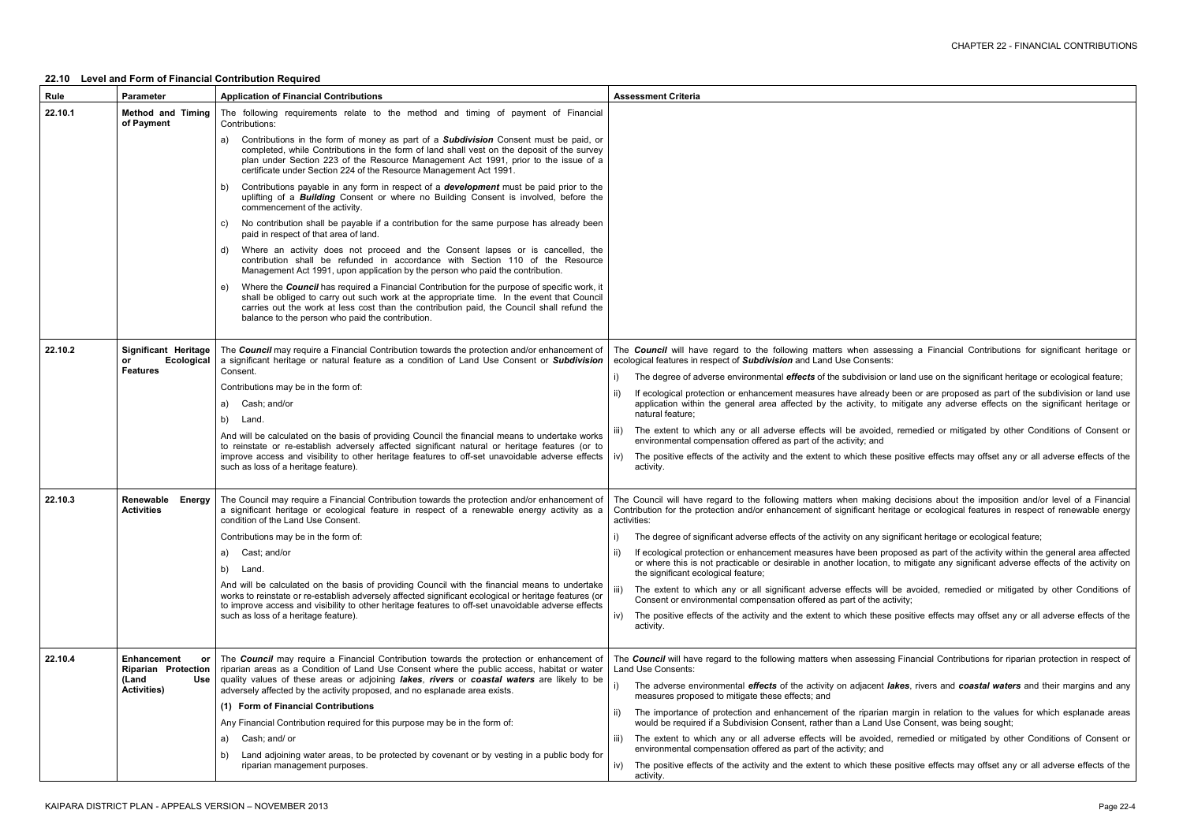## 22.10 Level and Form of Financial Contribution Required

| Rule | Parameter | Application of Financial Contributions | Assessment Criteria |
|---|---|---|---|
| 22.10.1 | Method and Timing of Payment | The following requirements relate to the method and timing of payment of Financial Contributions:<br>a) Contributions in the form of money as part of a ***Subdivision*** Consent must be paid, or completed, while Contributions in the form of land shall vest on the deposit of the survey plan under Section 223 of the Resource Management Act 1991, prior to the issue of a certificate under Section 224 of the Resource Management Act 1991.<br>b) Contributions payable in any form in respect of a ***development*** must be paid prior to the uplifting of a ***Building*** Consent or where no Building Consent is involved, before the commencement of the activity.<br>c) No contribution shall be payable if a contribution for the same purpose has already been paid in respect of that area of land.<br>d) Where an activity does not proceed and the Consent lapses or is cancelled, the contribution shall be refunded in accordance with Section 110 of the Resource Management Act 1991, upon application by the person who paid the contribution.<br>e) Where the ***Council*** has required a Financial Contribution for the purpose of specific work, it shall be obliged to carry out such work at the appropriate time. In the event that Council carries out the work at less cost than the contribution paid, the Council shall refund the balance to the person who paid the contribution. | |
| 22.10.2 | Significant Heritage or Ecological Features | The ***Council*** may require a Financial Contribution towards the protection and/or enhancement of a significant heritage or natural feature as a condition of Land Use Consent or ***Subdivision*** Consent.<br>Contributions may be in the form of:<br>a) Cash; and/or<br>b) Land.<br>And will be calculated on the basis of providing Council the financial means to undertake works to reinstate or re-establish adversely affected significant natural or heritage features (or to improve access and visibility to other heritage features to off-set unavoidable adverse effects such as loss of a heritage feature). | The ***Council*** will have regard to the following matters when assessing a Financial Contributions for significant heritage or ecological features in respect of ***Subdivision*** and Land Use Consents:<br>i) The degree of adverse environmental ***effects*** of the subdivision or land use on the significant heritage or ecological feature;<br>ii) If ecological protection or enhancement measures have already been or are proposed as part of the subdivision or land use application within the general area affected by the activity, to mitigate any adverse effects on the significant heritage or natural feature;<br>iii) The extent to which any or all adverse effects will be avoided, remedied or mitigated by other Conditions of Consent or environmental compensation offered as part of the activity; and<br>iv) The positive effects of the activity and the extent to which these positive effects may offset any or all adverse effects of the activity. |
| 22.10.3 | Renewable Energy Activities | The Council may require a Financial Contribution towards the protection and/or enhancement of a significant heritage or ecological feature in respect of a renewable energy activity as a condition of the Land Use Consent.<br>Contributions may be in the form of:<br>a) Cast; and/or<br>b) Land.<br>And will be calculated on the basis of providing Council with the financial means to undertake works to reinstate or re-establish adversely affected significant ecological or heritage features (or to improve access and visibility to other heritage features to off-set unavoidable adverse effects such as loss of a heritage feature). | The Council will have regard to the following matters when making decisions about the imposition and/or level of a Financial Contribution for the protection and/or enhancement of significant heritage or ecological features in respect of renewable energy activities:<br>i) The degree of significant adverse effects of the activity on any significant heritage or ecological feature;<br>ii) If ecological protection or enhancement measures have been proposed as part of the activity within the general area affected or where this is not practicable or desirable in another location, to mitigate any significant adverse effects of the activity on the significant ecological feature;<br>iii) The extent to which any or all significant adverse effects will be avoided, remedied or mitigated by other Conditions of Consent or environmental compensation offered as part of the activity;<br>iv) The positive effects of the activity and the extent to which these positive effects may offset any or all adverse effects of the activity. |
| 22.10.4 | Enhancement or Riparian Protection (Land Use Activities) | The ***Council*** may require a Financial Contribution towards the protection or enhancement of riparian areas as a Condition of Land Use Consent where the public access, habitat or water quality values of these areas or adjoining ***lakes***, ***rivers*** or ***coastal waters*** are likely to be adversely affected by the activity proposed, and no esplanade area exists.<br>**(1) Form of Financial Contributions**<br>Any Financial Contribution required for this purpose may be in the form of:<br>a) Cash; and/ or<br>b) Land adjoining water areas, to be protected by covenant or by vesting in a public body for riparian management purposes. | The ***Council*** will have regard to the following matters when assessing Financial Contributions for riparian protection in respect of Land Use Consents:<br>i) The adverse environmental ***effects*** of the activity on adjacent ***lakes***, rivers and ***coastal waters*** and their margins and any measures proposed to mitigate these effects; and<br>ii) The importance of protection and enhancement of the riparian margin in relation to the values for which esplanade areas would be required if a Subdivision Consent, rather than a Land Use Consent, was being sought;<br>iii) The extent to which any or all adverse effects will be avoided, remedied or mitigated by other Conditions of Consent or environmental compensation offered as part of the activity; and<br>iv) The positive effects of the activity and the extent to which these positive effects may offset any or all adverse effects of the activity. |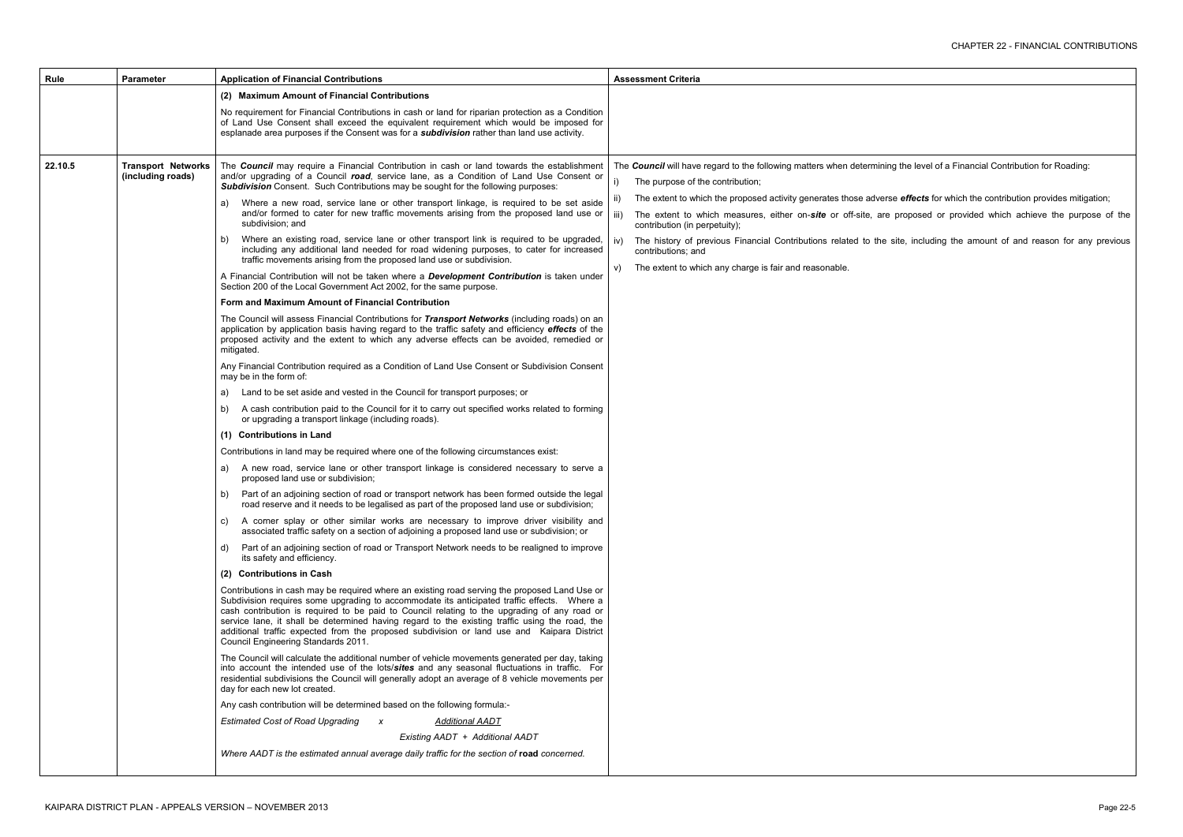| Rule | Parameter | Application of Financial Contributions | Assessment Criteria |
|---|---|---|---|
| | | **(2) Maximum Amount of Financial Contributions**<br><br>No requirement for Financial Contributions in cash or land for riparian protection as a Condition of Land Use Consent shall exceed the equivalent requirement which would be imposed for esplanade area purposes if the Consent was for a ***subdivision*** rather than land use activity. | |
| 22.10.5 | **Transport Networks (including roads)** | The ***Council*** may require a Financial Contribution in cash or land towards the establishment and/or upgrading of a Council ***road***, service lane, as a Condition of Land Use Consent or ***Subdivision*** Consent. Such Contributions may be sought for the following purposes:<br><br>a) Where a new road, service lane or other transport linkage, is required to be set aside and/or formed to cater for new traffic movements arising from the proposed land use or subdivision; and<br><br>b) Where an existing road, service lane or other transport link is required to be upgraded, including any additional land needed for road widening purposes, to cater for increased traffic movements arising from the proposed land use or subdivision.<br><br>A Financial Contribution will not be taken where a ***Development Contribution*** is taken under Section 200 of the Local Government Act 2002, for the same purpose.<br><br>**Form and Maximum Amount of Financial Contribution**<br><br>The Council will assess Financial Contributions for ***Transport Networks*** (including roads) on an application by application basis having regard to the traffic safety and efficiency ***effects*** of the proposed activity and the extent to which any adverse effects can be avoided, remedied or mitigated.<br><br>Any Financial Contribution required as a Condition of Land Use Consent or Subdivision Consent may be in the form of:<br><br>a) Land to be set aside and vested in the Council for transport purposes; or<br><br>b) A cash contribution paid to the Council for it to carry out specified works related to forming or upgrading a transport linkage (including roads).<br><br>**(1) Contributions in Land**<br><br>Contributions in land may be required where one of the following circumstances exist:<br><br>a) A new road, service lane or other transport linkage is considered necessary to serve a proposed land use or subdivision;<br><br>b) Part of an adjoining section of road or transport network has been formed outside the legal road reserve and it needs to be legalised as part of the proposed land use or subdivision;<br><br>c) A corner splay or other similar works are necessary to improve driver visibility and associated traffic safety on a section of adjoining a proposed land use or subdivision; or<br><br>d) Part of an adjoining section of road or Transport Network needs to be realigned to improve its safety and efficiency.<br><br>**(2) Contributions in Cash**<br><br>Contributions in cash may be required where an existing road serving the proposed Land Use or Subdivision requires some upgrading to accommodate its anticipated traffic effects. Where a cash contribution is required to be paid to Council relating to the upgrading of any road or service lane, it shall be determined having regard to the existing traffic using the road, the additional traffic expected from the proposed subdivision or land use and Kaipara District Council Engineering Standards 2011.<br><br>The Council will calculate the additional number of vehicle movements generated per day, taking into account the intended use of the lots/***sites*** and any seasonal fluctuations in traffic. For residential subdivisions the Council will generally adopt an average of 8 vehicle movements per day for each new lot created.<br><br>Any cash contribution will be determined based on the following formula:-<br><br>$\text{Estimated Cost of Road Upgrading} \times \dfrac{\text{Additional AADT}}{\text{Existing AADT} + \text{Additional AADT}}$<br><br>*Where AADT is the estimated annual average daily traffic for the section of* **road** *concerned.* | The ***Council*** will have regard to the following matters when determining the level of a Financial Contribution for Roading:<br><br>i) The purpose of the contribution;<br><br>ii) The extent to which the proposed activity generates those adverse ***effects*** for which the contribution provides mitigation;<br><br>iii) The extent to which measures, either on-***site*** or off-site, are proposed or provided which achieve the purpose of the contribution (in perpetuity);<br><br>iv) The history of previous Financial Contributions related to the site, including the amount of and reason for any previous contributions; and<br><br>v) The extent to which any charge is fair and reasonable. |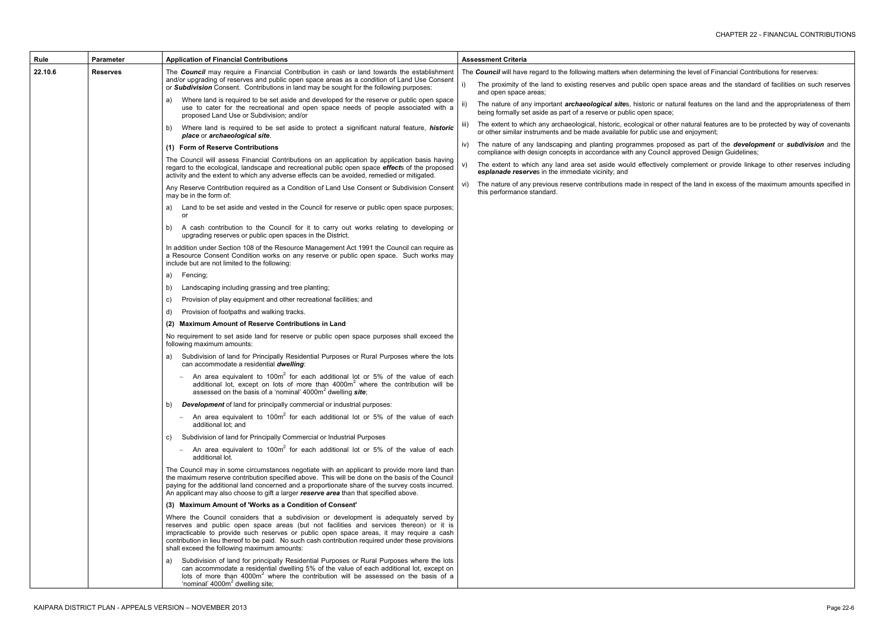| Rule | Parameter | Application of Financial Contributions | Assessment Criteria |
|---|---|---|---|
| 22.10.6 | **Reserves** | The ***Council*** may require a Financial Contribution in cash or land towards the establishment and/or upgrading of reserves and public open space areas as a condition of Land Use Consent or ***Subdivision*** Consent. Contributions in land may be sought for the following purposes:<br><br>a) Where land is required to be set aside and developed for the reserve or public open space use to cater for the recreational and open space needs of people associated with a proposed Land Use or Subdivision; and/or<br><br>b) Where land is required to be set aside to protect a significant natural feature, ***historic place*** or ***archaeological site***.<br><br>**(1) Form of Reserve Contributions**<br><br>The Council will assess Financial Contributions on an application by application basis having regard to the ecological, landscape and recreational public open space ***effect***s of the proposed activity and the extent to which any adverse effects can be avoided, remedied or mitigated.<br><br>Any Reserve Contribution required as a Condition of Land Use Consent or Subdivision Consent may be in the form of:<br><br>a) Land to be set aside and vested in the Council for reserve or public open space purposes; or<br><br>b) A cash contribution to the Council for it to carry out works relating to developing or upgrading reserves or public open spaces in the District.<br><br>In addition under Section 108 of the Resource Management Act 1991 the Council can require as a Resource Consent Condition works on any reserve or public open space. Such works may include but are not limited to the following:<br><br>a) Fencing;<br><br>b) Landscaping including grassing and tree planting;<br><br>c) Provision of play equipment and other recreational facilities; and<br><br>d) Provision of footpaths and walking tracks.<br><br>**(2) Maximum Amount of Reserve Contributions in Land**<br><br>No requirement to set aside land for reserve or public open space purposes shall exceed the following maximum amounts:<br><br>a) Subdivision of land for Principally Residential Purposes or Rural Purposes where the lots can accommodate a residential ***dwelling***:<br><br>– An area equivalent to $100m^2$ for each additional lot or 5% of the value of each additional lot, except on lots of more than $4000m^2$ where the contribution will be assessed on the basis of a 'nominal' $4000m^2$ dwelling ***site***;<br><br>b) ***Development*** of land for principally commercial or industrial purposes:<br><br>– An area equivalent to $100m^2$ for each additional lot or 5% of the value of each additional lot; and<br><br>c) Subdivision of land for Principally Commercial or Industrial Purposes<br><br>– An area equivalent to $100m^2$ for each additional lot or 5% of the value of each additional lot.<br><br>The Council may in some circumstances negotiate with an applicant to provide more land than the maximum reserve contribution specified above. This will be done on the basis of the Council paying for the additional land concerned and a proportionate share of the survey costs incurred. An applicant may also choose to gift a larger ***reserve area*** than that specified above.<br><br>**(3) Maximum Amount of 'Works as a Condition of Consent'**<br><br>Where the Council considers that a subdivision or development is adequately served by reserves and public open space areas (but not facilities and services thereon) or it is impracticable to provide such reserves or public open space areas, it may require a cash contribution in lieu thereof to be paid. No such cash contribution required under these provisions shall exceed the following maximum amounts:<br><br>a) Subdivision of land for principally Residential Purposes or Rural Purposes where the lots can accommodate a residential dwelling 5% of the value of each additional lot, except on lots of more than $4000m^2$ where the contribution will be assessed on the basis of a 'nominal' $4000m^2$ dwelling site; | The ***Council*** will have regard to the following matters when determining the level of Financial Contributions for reserves:<br><br>i) The proximity of the land to existing reserves and public open space areas and the standard of facilities on such reserves and open space areas;<br><br>ii) The nature of any important ***archaeological site***s, historic or natural features on the land and the appropriateness of them being formally set aside as part of a reserve or public open space;<br><br>iii) The extent to which any archaeological, historic, ecological or other natural features are to be protected by way of covenants or other similar instruments and be made available for public use and enjoyment;<br><br>iv) The nature of any landscaping and planting programmes proposed as part of the ***development*** or ***subdivision*** and the compliance with design concepts in accordance with any Council approved Design Guidelines;<br><br>v) The extent to which any land area set aside would effectively complement or provide linkage to other reserves including ***esplanade reserve***s in the immediate vicinity; and<br><br>vi) The nature of any previous reserve contributions made in respect of the land in excess of the maximum amounts specified in this performance standard. |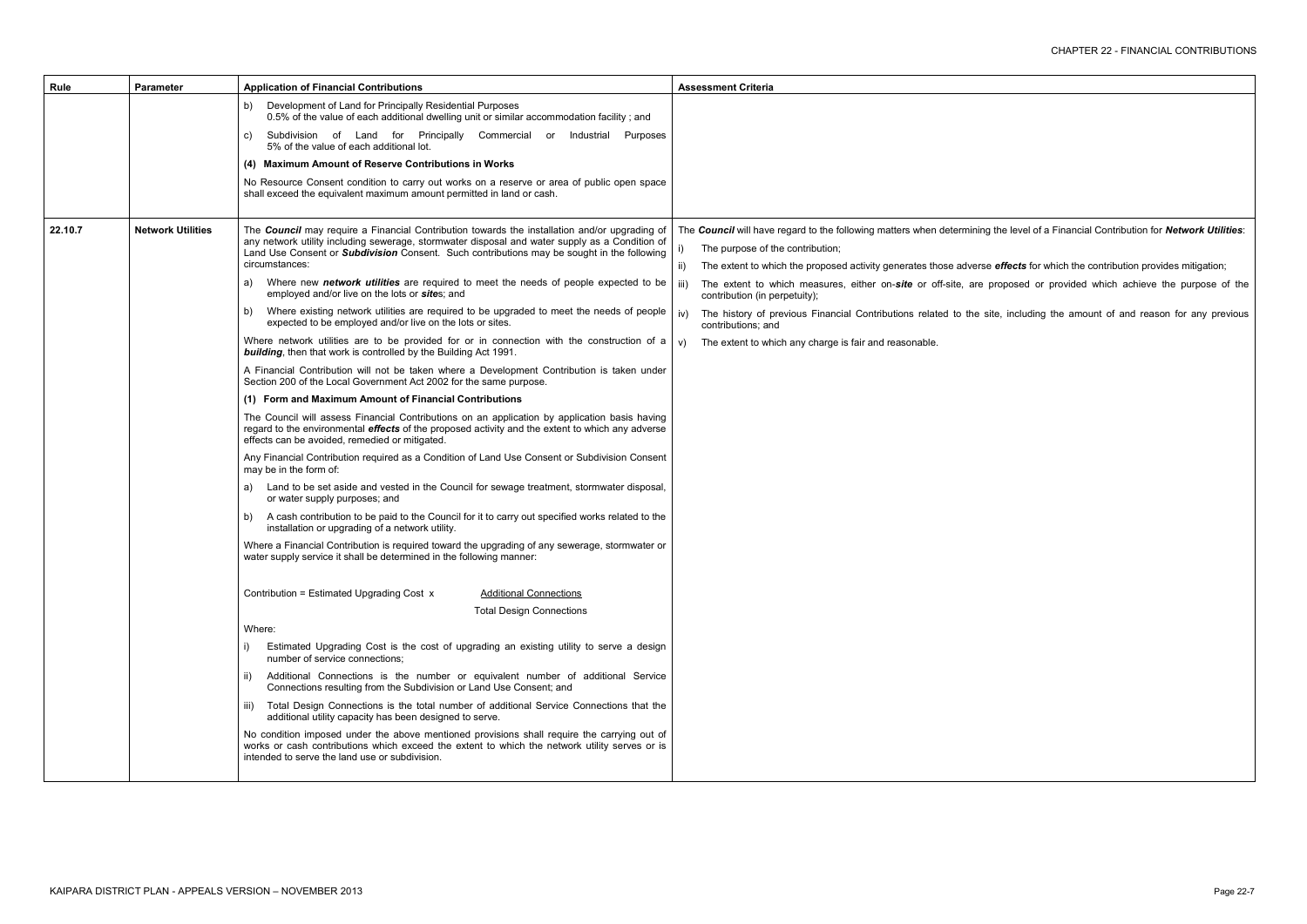| Rule | Parameter | Application of Financial Contributions | Assessment Criteria |
|---|---|---|---|
| | | b) Development of Land for Principally Residential Purposes<br>0.5% of the value of each additional dwelling unit or similar accommodation facility ; and<br><br>c) Subdivision of Land for Principally Commercial or Industrial Purposes<br>5% of the value of each additional lot.<br><br>**(4) Maximum Amount of Reserve Contributions in Works**<br><br>No Resource Consent condition to carry out works on a reserve or area of public open space shall exceed the equivalent maximum amount permitted in land or cash. | |
| 22.10.7 | **Network Utilities** | The ***Council*** may require a Financial Contribution towards the installation and/or upgrading of any network utility including sewerage, stormwater disposal and water supply as a Condition of Land Use Consent or ***Subdivision*** Consent. Such contributions may be sought in the following circumstances:<br><br>a) Where new ***network utilities*** are required to meet the needs of people expected to be employed and/or live on the lots or ***site***s; and<br><br>b) Where existing network utilities are required to be upgraded to meet the needs of people expected to be employed and/or live on the lots or sites.<br><br>Where network utilities are to be provided for or in connection with the construction of a ***building***, then that work is controlled by the Building Act 1991.<br><br>A Financial Contribution will not be taken where a Development Contribution is taken under Section 200 of the Local Government Act 2002 for the same purpose.<br><br>**(1) Form and Maximum Amount of Financial Contributions**<br><br>The Council will assess Financial Contributions on an application by application basis having regard to the environmental ***effects*** of the proposed activity and the extent to which any adverse effects can be avoided, remedied or mitigated.<br><br>Any Financial Contribution required as a Condition of Land Use Consent or Subdivision Consent may be in the form of:<br><br>a) Land to be set aside and vested in the Council for sewage treatment, stormwater disposal, or water supply purposes; and<br><br>b) A cash contribution to be paid to the Council for it to carry out specified works related to the installation or upgrading of a network utility.<br><br>Where a Financial Contribution is required toward the upgrading of any sewerage, stormwater or water supply service it shall be determined in the following manner:<br><br>$$\text{Contribution} = \text{Estimated Upgrading Cost} \times \frac{\text{Additional Connections}}{\text{Total Design Connections}}$$<br><br>Where:<br><br>i) Estimated Upgrading Cost is the cost of upgrading an existing utility to serve a design number of service connections;<br><br>ii) Additional Connections is the number or equivalent number of additional Service Connections resulting from the Subdivision or Land Use Consent; and<br><br>iii) Total Design Connections is the total number of additional Service Connections that the additional utility capacity has been designed to serve.<br><br>No condition imposed under the above mentioned provisions shall require the carrying out of works or cash contributions which exceed the extent to which the network utility serves or is intended to serve the land use or subdivision. | The ***Council*** will have regard to the following matters when determining the level of a Financial Contribution for ***Network Utilities***:<br><br>i) The purpose of the contribution;<br><br>ii) The extent to which the proposed activity generates those adverse ***effects*** for which the contribution provides mitigation;<br><br>iii) The extent to which measures, either on-***site*** or off-site, are proposed or provided which achieve the purpose of the contribution (in perpetuity);<br><br>iv) The history of previous Financial Contributions related to the site, including the amount of and reason for any previous contributions; and<br><br>v) The extent to which any charge is fair and reasonable. |